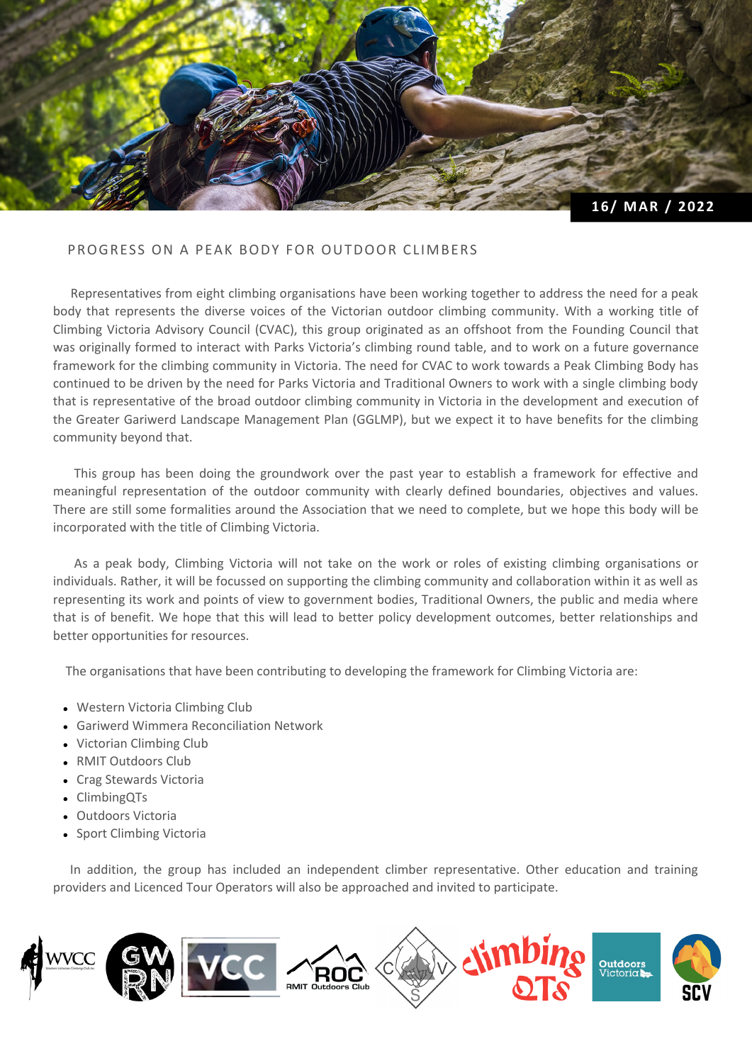16/ MAR / 2022

## PROGRESS ON A PEAK BODY FOR OUTDOOR CLIMBERS

Representatives from eight climbing organisations have been working together to address the need for a peak body that represents the diverse voices of the Victorian outdoor climbing community. With a working title of Climbing Victoria Advisory Council (CVAC), this group originated as an offshoot from the Founding Council that was originally formed to interact with Parks Victoria's climbing round table, and to work on a future governance framework for the climbing community in Victoria. The need for CVAC to work towards a Peak Climbing Body has continued to be driven by the need for Parks Victoria and Traditional Owners to work with a single climbing body that is representative of the broad outdoor climbing community in Victoria in the development and execution of the Greater Gariwerd Landscape Management Plan (GGLMP), but we expect it to have benefits for the climbing community beyond that.

This group has been doing the groundwork over the past year to establish a framework for effective and meaningful representation of the outdoor community with clearly defined boundaries, objectives and values. There are still some formalities around the Association that we need to complete, but we hope this body will be incorporated with the title of Climbing Victoria.

As a peak body, Climbing Victoria will not take on the work or roles of existing climbing organisations or individuals. Rather, it will be focussed on supporting the climbing community and collaboration within it as well as representing its work and points of view to government bodies, Traditional Owners, the public and media where that is of benefit. We hope that this will lead to better policy development outcomes, better relationships and better opportunities for resources.

The organisations that have been contributing to developing the framework for Climbing Victoria are:

- Western Victoria Climbing Club
- Gariwerd Wimmera Reconciliation Network
- Victorian Climbing Club
- RMIT Outdoors Club
- Crag Stewards Victoria
- ClimbingQTs
- Outdoors Victoria
- Sport Climbing Victoria

In addition, the group has included an independent climber representative. Other education and training providers and Licenced Tour Operators will also be approached and invited to participate.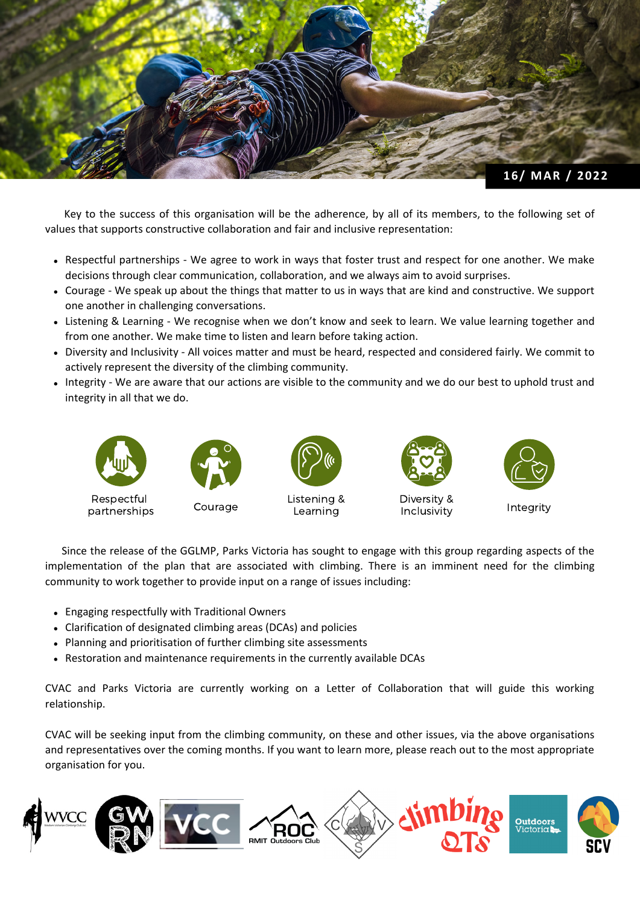16/ MAR / 2022

Key to the success of this organisation will be the adherence, by all of its members, to the following set of values that supports constructive collaboration and fair and inclusive representation:

- Respectful partnerships - We agree to work in ways that foster trust and respect for one another. We make decisions through clear communication, collaboration, and we always aim to avoid surprises.
- Courage - We speak up about the things that matter to us in ways that are kind and constructive. We support one another in challenging conversations.
- Listening & Learning - We recognise when we don't know and seek to learn. We value learning together and from one another. We make time to listen and learn before taking action.
- Diversity and Inclusivity - All voices matter and must be heard, respected and considered fairly. We commit to actively represent the diversity of the climbing community.
- Integrity - We are aware that our actions are visible to the community and we do our best to uphold trust and integrity in all that we do.

Respectful partnerships

Courage

Listening & Learning

Diversity & Inclusivity

Integrity

Since the release of the GGLMP, Parks Victoria has sought to engage with this group regarding aspects of the implementation of the plan that are associated with climbing. There is an imminent need for the climbing community to work together to provide input on a range of issues including:

- Engaging respectfully with Traditional Owners
- Clarification of designated climbing areas (DCAs) and policies
- Planning and prioritisation of further climbing site assessments
- Restoration and maintenance requirements in the currently available DCAs

CVAC and Parks Victoria are currently working on a Letter of Collaboration that will guide this working relationship.

CVAC will be seeking input from the climbing community, on these and other issues, via the above organisations and representatives over the coming months. If you want to learn more, please reach out to the most appropriate organisation for you.

WVCC GWRN VCC ROC RMIT Outdoors Club CVS Climbing QTs Outdoors Victoria SCV